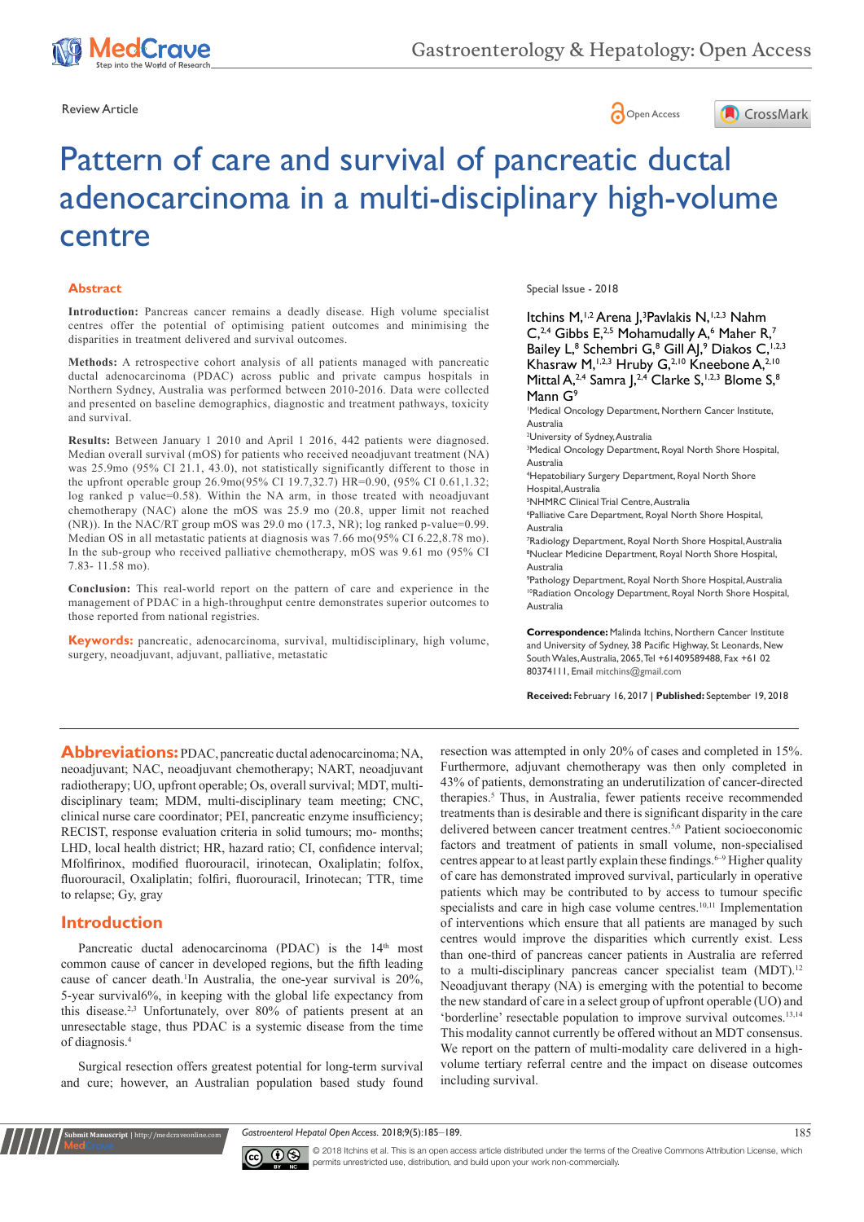Review Article

# Pattern of care and survival of pancreatic ductal adenocarcinoma in a multi-disciplinary high-volume centre

Special Issue - 2018

Itchins M,[1,2] Arena J,[3] Pavlakis N,[1,2,3] Nahm C,[2,4] Gibbs E,[2,5] Mohamudally A,[6] Maher R,[7] Bailey L,[8] Schembri G,[8] Gill AJ,[9] Diakos C,[1,2,3] Khasraw M,[1,2,3] Hruby G,[2,10] Kneebone A,[2,10] Mittal A,[2,4] Samra J,[2,4] Clarke S,[1,2,3] Blome S,[8] Mann G[9]

[1]Medical Oncology Department, Northern Cancer Institute, Australia
[2]University of Sydney, Australia
[3]Medical Oncology Department, Royal North Shore Hospital, Australia
[4]Hepatobiliary Surgery Department, Royal North Shore Hospital, Australia
[5]NHMRC Clinical Trial Centre, Australia
[6]Palliative Care Department, Royal North Shore Hospital, Australia
[7]Radiology Department, Royal North Shore Hospital, Australia
[8]Nuclear Medicine Department, Royal North Shore Hospital, Australia
[9]Pathology Department, Royal North Shore Hospital, Australia
[10]Radiation Oncology Department, Royal North Shore Hospital, Australia

**Correspondence:** Malinda Itchins, Northern Cancer Institute and University of Sydney, 38 Pacific Highway, St Leonards, New South Wales, Australia, 2065, Tel +61409589488, Fax +61 02 80374111, Email mitchins@gmail.com

**Received:** February 16, 2017 | **Published:** September 19, 2018

## Abstract

**Introduction:** Pancreas cancer remains a deadly disease. High volume specialist centres offer the potential of optimising patient outcomes and minimising the disparities in treatment delivered and survival outcomes.

**Methods:** A retrospective cohort analysis of all patients managed with pancreatic ductal adenocarcinoma (PDAC) across public and private campus hospitals in Northern Sydney, Australia was performed between 2010-2016. Data were collected and presented on baseline demographics, diagnostic and treatment pathways, toxicity and survival.

**Results:** Between January 1 2010 and April 1 2016, 442 patients were diagnosed. Median overall survival (mOS) for patients who received neoadjuvant treatment (NA) was 25.9mo (95% CI 21.1, 43.0), not statistically significantly different to those in the upfront operable group 26.9mo(95% CI 19.7,32.7) HR=0.90, (95% CI 0.61,1.32; log ranked p value=0.58). Within the NA arm, in those treated with neoadjuvant chemotherapy (NAC) alone the mOS was 25.9 mo (20.8, upper limit not reached (NR)). In the NAC/RT group mOS was 29.0 mo (17.3, NR); log ranked p-value=0.99. Median OS in all metastatic patients at diagnosis was 7.66 mo(95% CI 6.22,8.78 mo). In the sub-group who received palliative chemotherapy, mOS was 9.61 mo (95% CI 7.83- 11.58 mo).

**Conclusion:** This real-world report on the pattern of care and experience in the management of PDAC in a high-throughput centre demonstrates superior outcomes to those reported from national registries.

**Keywords:** pancreatic, adenocarcinoma, survival, multidisciplinary, high volume, surgery, neoadjuvant, adjuvant, palliative, metastatic

**Abbreviations:** PDAC, pancreatic ductal adenocarcinoma; NA, neoadjuvant; NAC, neoadjuvant chemotherapy; NART, neoadjuvant radiotherapy; UO, upfront operable; Os, overall survival; MDT, multi-disciplinary team; MDM, multi-disciplinary team meeting; CNC, clinical nurse care coordinator; PEI, pancreatic enzyme insufficiency; RECIST, response evaluation criteria in solid tumours; mo- months; LHD, local health district; CI, confidence interval; HR, hazard ratio; Mfolfirinox, modified fluorouracil, irinotecan, Oxaliplatin; folfox, fluorouracil, Oxaliplatin; folfiri, fluorouracil, Irinotecan; TTR, time to relapse; Gy, gray

## Introduction

Pancreatic ductal adenocarcinoma (PDAC) is the 14th most common cause of cancer in developed regions, but the fifth leading cause of cancer death.[1] In Australia, the one-year survival is 20%, 5-year survival6%, in keeping with the global life expectancy from this disease.[2,3] Unfortunately, over 80% of patients present at an unresectable stage, thus PDAC is a systemic disease from the time of diagnosis.[4]

Surgical resection offers greatest potential for long-term survival and cure; however, an Australian population based study found resection was attempted in only 20% of cases and completed in 15%. Furthermore, adjuvant chemotherapy was then only completed in 43% of patients, demonstrating an underutilization of cancer-directed therapies.[5] Thus, in Australia, fewer patients receive recommended treatments than is desirable and there is significant disparity in the care delivered between cancer treatment centres.[5,6] Patient socioeconomic factors and treatment of patients in small volume, non-specialised centres appear to at least partly explain these findings.[6–9] Higher quality of care has demonstrated improved survival, particularly in operative patients which may be contributed to by access to tumour specific specialists and care in high case volume centres.[10,11] Implementation of interventions which ensure that all patients are managed by such centres would improve the disparities which currently exist. Less than one-third of pancreas cancer patients in Australia are referred to a multi-disciplinary pancreas cancer specialist team (MDT).[12] Neoadjuvant therapy (NA) is emerging with the potential to become the new standard of care in a select group of upfront operable (UO) and 'borderline' resectable population to improve survival outcomes.[13,14] This modality cannot currently be offered without an MDT consensus. We report on the pattern of multi-modality care delivered in a high-volume tertiary referral centre and the impact on disease outcomes including survival.

© 2018 Itchins et al. This is an open access article distributed under the terms of the Creative Commons Attribution License, which permits unrestricted use, distribution, and build upon your work non-commercially.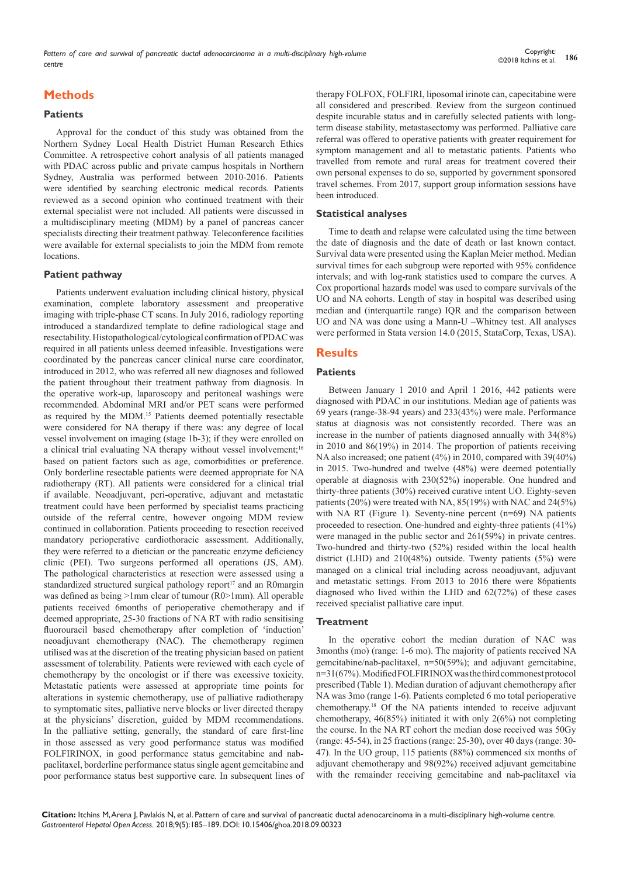## Methods

### Patients

Approval for the conduct of this study was obtained from the Northern Sydney Local Health District Human Research Ethics Committee. A retrospective cohort analysis of all patients managed with PDAC across public and private campus hospitals in Northern Sydney, Australia was performed between 2010-2016. Patients were identified by searching electronic medical records. Patients reviewed as a second opinion who continued treatment with their external specialist were not included. All patients were discussed in a multidisciplinary meeting (MDM) by a panel of pancreas cancer specialists directing their treatment pathway. Teleconference facilities were available for external specialists to join the MDM from remote locations.

### Patient pathway

Patients underwent evaluation including clinical history, physical examination, complete laboratory assessment and preoperative imaging with triple-phase CT scans. In July 2016, radiology reporting introduced a standardized template to define radiological stage and resectability. Histopathological/cytological confirmation of PDAC was required in all patients unless deemed infeasible. Investigations were coordinated by the pancreas cancer clinical nurse care coordinator, introduced in 2012, who was referred all new diagnoses and followed the patient throughout their treatment pathway from diagnosis. In the operative work-up, laparoscopy and peritoneal washings were recommended. Abdominal MRI and/or PET scans were performed as required by the MDM.[15] Patients deemed potentially resectable were considered for NA therapy if there was: any degree of local vessel involvement on imaging (stage 1b-3); if they were enrolled on a clinical trial evaluating NA therapy without vessel involvement;[16] based on patient factors such as age, comorbidities or preference. Only borderline resectable patients were deemed appropriate for NA radiotherapy (RT). All patients were considered for a clinical trial if available. Neoadjuvant, peri-operative, adjuvant and metastatic treatment could have been performed by specialist teams practicing outside of the referral centre, however ongoing MDM review continued in collaboration. Patients proceeding to resection received mandatory perioperative cardiothoracic assessment. Additionally, they were referred to a dietician or the pancreatic enzyme deficiency clinic (PEI). Two surgeons performed all operations (JS, AM). The pathological characteristics at resection were assessed using a standardized structured surgical pathology report[17] and an R0margin was defined as being >1mm clear of tumour (R0>1mm). All operable patients received 6months of perioperative chemotherapy and if deemed appropriate, 25-30 fractions of NA RT with radio sensitising fluorouracil based chemotherapy after completion of 'induction' neoadjuvant chemotherapy (NAC). The chemotherapy regimen utilised was at the discretion of the treating physician based on patient assessment of tolerability. Patients were reviewed with each cycle of chemotherapy by the oncologist or if there was excessive toxicity. Metastatic patients were assessed at appropriate time points for alterations in systemic chemotherapy, use of palliative radiotherapy to symptomatic sites, palliative nerve blocks or liver directed therapy at the physicians' discretion, guided by MDM recommendations. In the palliative setting, generally, the standard of care first-line in those assessed as very good performance status was modified FOLFIRINOX, in good performance status gemcitabine and nab-paclitaxel, borderline performance status single agent gemcitabine and poor performance status best supportive care. In subsequent lines of therapy FOLFOX, FOLFIRI, liposomal irinote can, capecitabine were all considered and prescribed. Review from the surgeon continued despite incurable status and in carefully selected patients with long-term disease stability, metastasectomy was performed. Palliative care referral was offered to operative patients with greater requirement for symptom management and all to metastatic patients. Patients who travelled from remote and rural areas for treatment covered their own personal expenses to do so, supported by government sponsored travel schemes. From 2017, support group information sessions have been introduced.

### Statistical analyses

Time to death and relapse were calculated using the time between the date of diagnosis and the date of death or last known contact. Survival data were presented using the Kaplan Meier method. Median survival times for each subgroup were reported with 95% confidence intervals; and with log-rank statistics used to compare the curves. A Cox proportional hazards model was used to compare survivals of the UO and NA cohorts. Length of stay in hospital was described using median and (interquartile range) IQR and the comparison between UO and NA was done using a Mann-U –Whitney test. All analyses were performed in Stata version 14.0 (2015, StataCorp, Texas, USA).

## Results

### Patients

Between January 1 2010 and April 1 2016, 442 patients were diagnosed with PDAC in our institutions. Median age of patients was 69 years (range-38-94 years) and 233(43%) were male. Performance status at diagnosis was not consistently recorded. There was an increase in the number of patients diagnosed annually with 34(8%) in 2010 and 86(19%) in 2014. The proportion of patients receiving NA also increased; one patient (4%) in 2010, compared with 39(40%) in 2015. Two-hundred and twelve (48%) were deemed potentially operable at diagnosis with 230(52%) inoperable. One hundred and thirty-three patients (30%) received curative intent UO. Eighty-seven patients (20%) were treated with NA, 85(19%) with NAC and 24(5%) with NA RT (Figure 1). Seventy-nine percent (n=69) NA patients proceeded to resection. One-hundred and eighty-three patients (41%) were managed in the public sector and 261(59%) in private centres. Two-hundred and thirty-two (52%) resided within the local health district (LHD) and 210(48%) outside. Twenty patients (5%) were managed on a clinical trial including across neoadjuvant, adjuvant and metastatic settings. From 2013 to 2016 there were 86patients diagnosed who lived within the LHD and 62(72%) of these cases received specialist palliative care input.

### Treatment

In the operative cohort the median duration of NAC was 3months (mo) (range: 1-6 mo). The majority of patients received NA gemcitabine/nab-paclitaxel, n=50(59%); and adjuvant gemcitabine, n=31(67%). Modified FOLFIRINOX was the third commonest protocol prescribed (Table 1). Median duration of adjuvant chemotherapy after NA was 3mo (range 1-6). Patients completed 6 mo total perioperative chemotherapy.[18] Of the NA patients intended to receive adjuvant chemotherapy, 46(85%) initiated it with only 2(6%) not completing the course. In the NA RT cohort the median dose received was 50Gy (range: 45-54), in 25 fractions (range: 25-30), over 40 days (range: 30-47). In the UO group, 115 patients (88%) commenced six months of adjuvant chemotherapy and 98(92%) received adjuvant gemcitabine with the remainder receiving gemcitabine and nab-paclitaxel via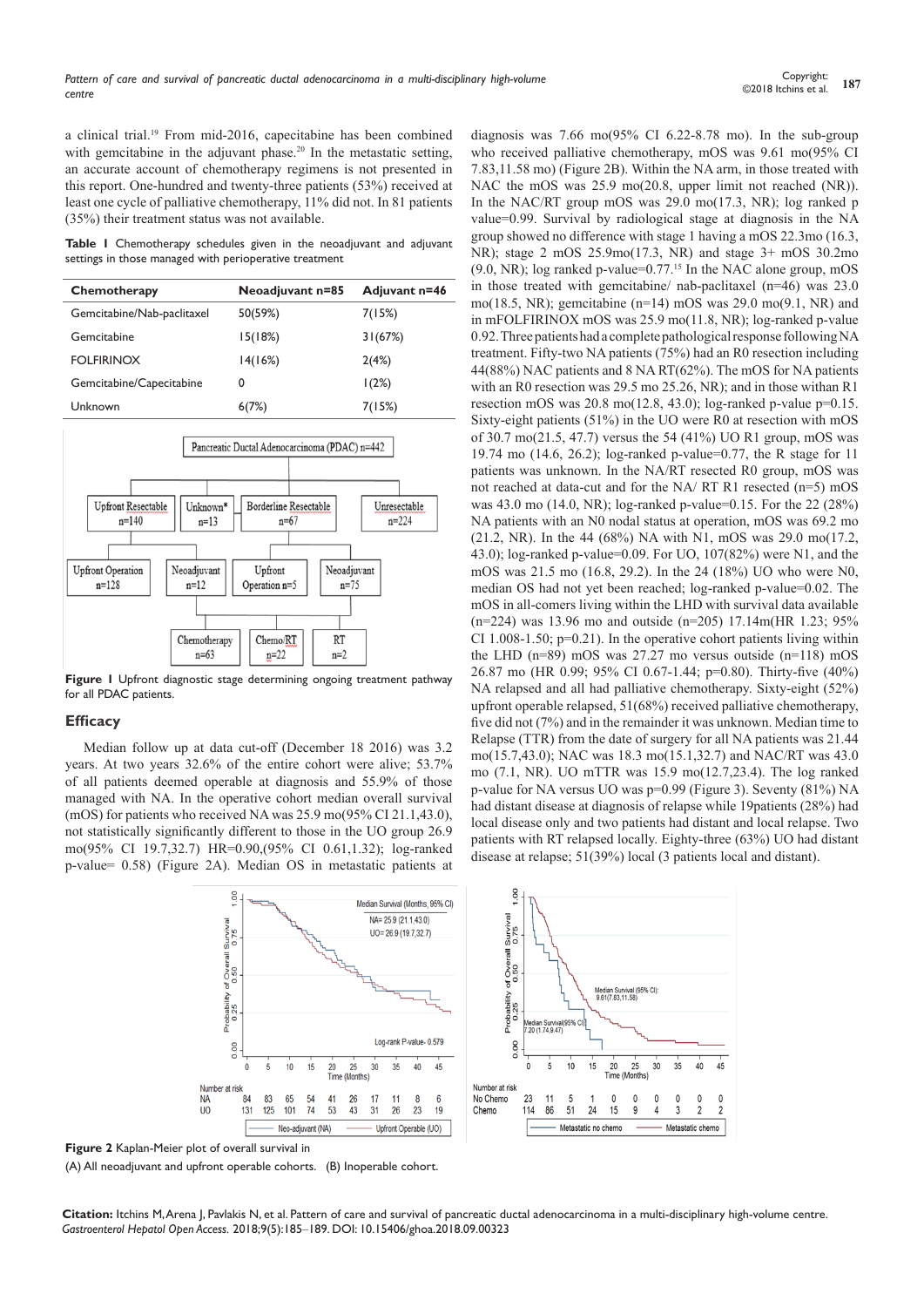a clinical trial.[19] From mid-2016, capecitabine has been combined with gemcitabine in the adjuvant phase.[20] In the metastatic setting, an accurate account of chemotherapy regimens is not presented in this report. One-hundred and twenty-three patients (53%) received at least one cycle of palliative chemotherapy, 11% did not. In 81 patients (35%) their treatment status was not available.

**Table 1** Chemotherapy schedules given in the neoadjuvant and adjuvant settings in those managed with perioperative treatment

| Chemotherapy | Neoadjuvant n=85 | Adjuvant n=46 |
|---|---|---|
| Gemcitabine/Nab-paclitaxel | 50(59%) | 7(15%) |
| Gemcitabine | 15(18%) | 31(67%) |
| FOLFIRINOX | 14(16%) | 2(4%) |
| Gemcitabine/Capecitabine | 0 | 1(2%) |
| Unknown | 6(7%) | 7(15%) |

**Figure 1** Upfront diagnostic stage determining ongoing treatment pathway for all PDAC patients.

## Efficacy

Median follow up at data cut-off (December 18 2016) was 3.2 years. At two years 32.6% of the entire cohort were alive; 53.7% of all patients deemed operable at diagnosis and 55.9% of those managed with NA. In the operative cohort median overall survival (mOS) for patients who received NA was 25.9 mo(95% CI 21.1,43.0), not statistically significantly different to those in the UO group 26.9 mo(95% CI 19.7,32.7) HR=0.90,(95% CI 0.61,1.32); log-ranked p-value= 0.58) (Figure 2A). Median OS in metastatic patients at diagnosis was 7.66 mo(95% CI 6.22-8.78 mo). In the sub-group who received palliative chemotherapy, mOS was 9.61 mo(95% CI 7.83,11.58 mo) (Figure 2B). Within the NA arm, in those treated with NAC the mOS was 25.9 mo(20.8, upper limit not reached (NR)). In the NAC/RT group mOS was 29.0 mo(17.3, NR); log ranked p value=0.99. Survival by radiological stage at diagnosis in the NA group showed no difference with stage 1 having a mOS 22.3mo (16.3, NR); stage 2 mOS 25.9mo(17.3, NR) and stage 3+ mOS 30.2mo (9.0, NR); log ranked p-value=0.77.[15] In the NAC alone group, mOS in those treated with gemcitabine/ nab-paclitaxel (n=46) was 23.0 mo(18.5, NR); gemcitabine (n=14) mOS was 29.0 mo(9.1, NR) and in mFOLFIRINOX mOS was 25.9 mo(11.8, NR); log-ranked p-value 0.92. Three patients had a complete pathological response following NA treatment. Fifty-two NA patients (75%) had an R0 resection including 44(88%) NAC patients and 8 NA RT(62%). The mOS for NA patients with an R0 resection was 29.5 mo 25.26, NR); and in those withan R1 resection mOS was 20.8 mo(12.8, 43.0); log-ranked p-value p=0.15. Sixty-eight patients (51%) in the UO were R0 at resection with mOS of 30.7 mo(21.5, 47.7) versus the 54 (41%) UO R1 group, mOS was 19.74 mo (14.6, 26.2); log-ranked p-value=0.77, the R stage for 11 patients was unknown. In the NA/RT resected R0 group, mOS was not reached at data-cut and for the NA/ RT R1 resected (n=5) mOS was 43.0 mo (14.0, NR); log-ranked p-value=0.15. For the 22 (28%) NA patients with an N0 nodal status at operation, mOS was 69.2 mo (21.2, NR). In the 44 (68%) NA with N1, mOS was 29.0 mo(17.2, 43.0); log-ranked p-value=0.09. For UO, 107(82%) were N1, and the mOS was 21.5 mo (16.8, 29.2). In the 24 (18%) UO who were N0, median OS had not yet been reached; log-ranked p-value=0.02. The mOS in all-comers living within the LHD with survival data available (n=224) was 13.96 mo and outside (n=205) 17.14m(HR 1.23; 95% CI 1.008-1.50; p=0.21). In the operative cohort patients living within the LHD (n=89) mOS was 27.27 mo versus outside (n=118) mOS 26.87 mo (HR 0.99; 95% CI 0.67-1.44; p=0.80). Thirty-five (40%) NA relapsed and all had palliative chemotherapy. Sixty-eight (52%) upfront operable relapsed, 51(68%) received palliative chemotherapy, five did not (7%) and in the remainder it was unknown. Median time to Relapse (TTR) from the date of surgery for all NA patients was 21.44 mo(15.7,43.0); NAC was 18.3 mo(15.1,32.7) and NAC/RT was 43.0 mo (7.1, NR). UO mTTR was 15.9 mo(12.7,23.4). The log ranked p-value for NA versus UO was p=0.99 (Figure 3). Seventy (81%) NA had distant disease at diagnosis of relapse while 19patients (28%) had local disease only and two patients had distant and local relapse. Two patients with RT relapsed locally. Eighty-three (63%) UO had distant disease at relapse; 51(39%) local (3 patients local and distant).

**Figure 2** Kaplan-Meier plot of overall survival in

(A) All neoadjuvant and upfront operable cohorts. (B) Inoperable cohort.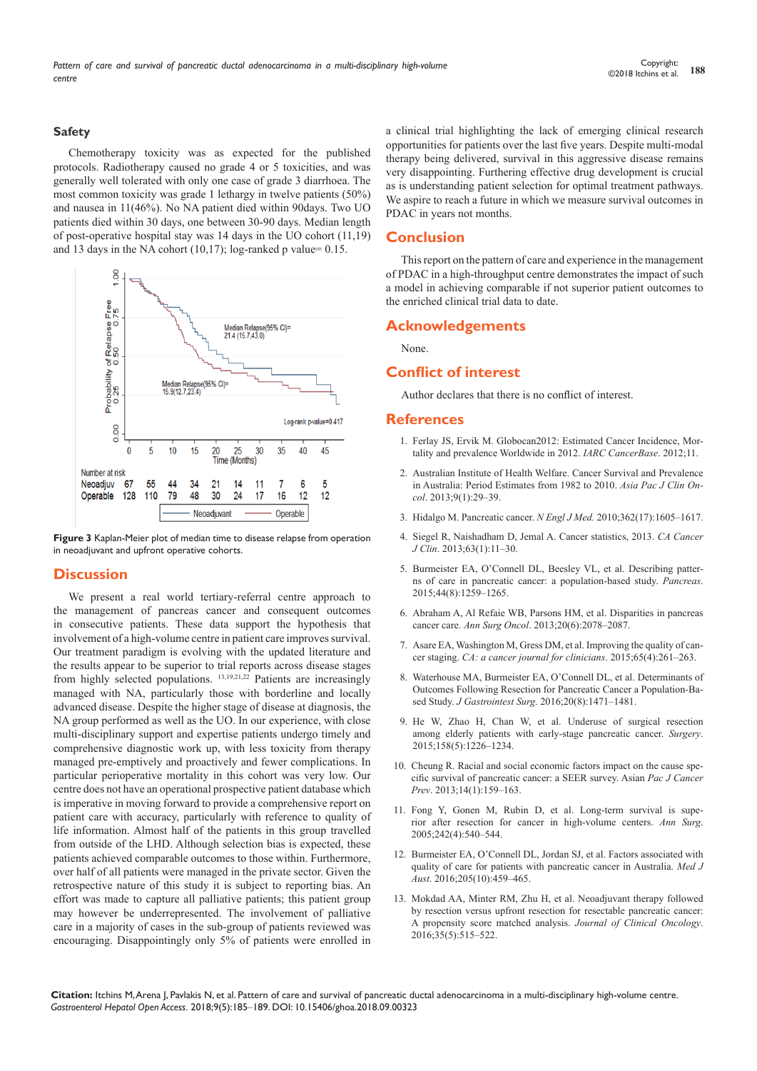## Safety

Chemotherapy toxicity was as expected for the published protocols. Radiotherapy caused no grade 4 or 5 toxicities, and was generally well tolerated with only one case of grade 3 diarrhoea. The most common toxicity was grade 1 lethargy in twelve patients (50%) and nausea in 11(46%). No NA patient died within 90days. Two UO patients died within 30 days, one between 30-90 days. Median length of post-operative hospital stay was 14 days in the UO cohort (11,19) and 13 days in the NA cohort (10,17); log-ranked p value= 0.15.

**Figure 3** Kaplan-Meier plot of median time to disease relapse from operation in neoadjuvant and upfront operative cohorts.

## Discussion

We present a real world tertiary-referral centre approach to the management of pancreas cancer and consequent outcomes in consecutive patients. These data support the hypothesis that involvement of a high-volume centre in patient care improves survival. Our treatment paradigm is evolving with the updated literature and the results appear to be superior to trial reports across disease stages from highly selected populations. [13,19,21,22] Patients are increasingly managed with NA, particularly those with borderline and locally advanced disease. Despite the higher stage of disease at diagnosis, the NA group performed as well as the UO. In our experience, with close multi-disciplinary support and expertise patients undergo timely and comprehensive diagnostic work up, with less toxicity from therapy managed pre-emptively and proactively and fewer complications. In particular perioperative mortality in this cohort was very low. Our centre does not have an operational prospective patient database which is imperative in moving forward to provide a comprehensive report on patient care with accuracy, particularly with reference to quality of life information. Almost half of the patients in this group travelled from outside of the LHD. Although selection bias is expected, these patients achieved comparable outcomes to those within. Furthermore, over half of all patients were managed in the private sector. Given the retrospective nature of this study it is subject to reporting bias. An effort was made to capture all palliative patients; this patient group may however be underrepresented. The involvement of palliative care in a majority of cases in the sub-group of patients reviewed was encouraging. Disappointingly only 5% of patients were enrolled in a clinical trial highlighting the lack of emerging clinical research opportunities for patients over the last five years. Despite multi-modal therapy being delivered, survival in this aggressive disease remains very disappointing. Furthering effective drug development is crucial as is understanding patient selection for optimal treatment pathways. We aspire to reach a future in which we measure survival outcomes in PDAC in years not months.

## Conclusion

This report on the pattern of care and experience in the management of PDAC in a high-throughput centre demonstrates the impact of such a model in achieving comparable if not superior patient outcomes to the enriched clinical trial data to date.

## Acknowledgements

None.

## Conflict of interest

Author declares that there is no conflict of interest.

## References

1. Ferlay JS, Ervik M. Globocan2012: Estimated Cancer Incidence, Mortality and prevalence Worldwide in 2012. *IARC CancerBase*. 2012;11.
2. Australian Institute of Health Welfare. Cancer Survival and Prevalence in Australia: Period Estimates from 1982 to 2010. *Asia Pac J Clin Oncol*. 2013;9(1):29–39.
3. Hidalgo M. Pancreatic cancer. *N Engl J Med.* 2010;362(17):1605–1617.
4. Siegel R, Naishadham D, Jemal A. Cancer statistics, 2013. *CA Cancer J Clin*. 2013;63(1):11–30.
5. Burmeister EA, O'Connell DL, Beesley VL, et al. Describing patterns of care in pancreatic cancer: a population-based study. *Pancreas*. 2015;44(8):1259–1265.
6. Abraham A, Al Refaie WB, Parsons HM, et al. Disparities in pancreas cancer care. *Ann Surg Oncol*. 2013;20(6):2078–2087.
7. Asare EA, Washington M, Gress DM, et al. Improving the quality of cancer staging. *CA: a cancer journal for clinicians*. 2015;65(4):261–263.
8. Waterhouse MA, Burmeister EA, O'Connell DL, et al. Determinants of Outcomes Following Resection for Pancreatic Cancer a Population-Based Study. *J Gastrointest Surg*. 2016;20(8):1471–1481.
9. He W, Zhao H, Chan W, et al. Underuse of surgical resection among elderly patients with early-stage pancreatic cancer. *Surgery*. 2015;158(5):1226–1234.
10. Cheung R. Racial and social economic factors impact on the cause specific survival of pancreatic cancer: a SEER survey. Asian *Pac J Cancer Prev*. 2013;14(1):159–163.
11. Fong Y, Gonen M, Rubin D, et al. Long-term survival is superior after resection for cancer in high-volume centers. *Ann Surg*. 2005;242(4):540–544.
12. Burmeister EA, O'Connell DL, Jordan SJ, et al. Factors associated with quality of care for patients with pancreatic cancer in Australia. *Med J Aust*. 2016;205(10):459–465.
13. Mokdad AA, Minter RM, Zhu H, et al. Neoadjuvant therapy followed by resection versus upfront resection for resectable pancreatic cancer: A propensity score matched analysis. *Journal of Clinical Oncology*. 2016;35(5):515–522.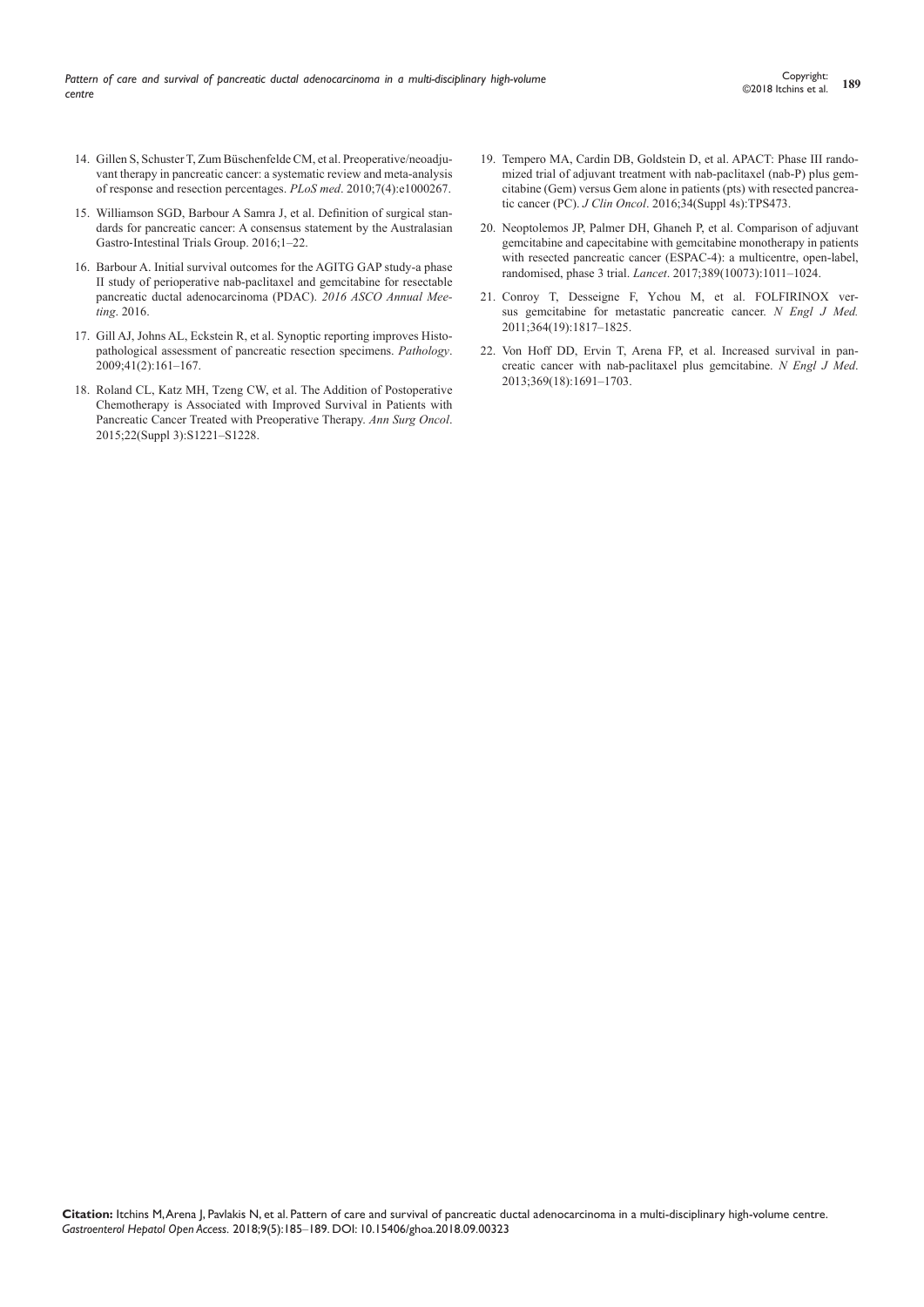14. Gillen S, Schuster T, Zum Büschenfelde CM, et al. Preoperative/neoadjuvant therapy in pancreatic cancer: a systematic review and meta-analysis of response and resection percentages. *PLoS med*. 2010;7(4):e1000267.
15. Williamson SGD, Barbour A Samra J, et al. Definition of surgical standards for pancreatic cancer: A consensus statement by the Australasian Gastro-Intestinal Trials Group. 2016;1–22.
16. Barbour A. Initial survival outcomes for the AGITG GAP study-a phase II study of perioperative nab-paclitaxel and gemcitabine for resectable pancreatic ductal adenocarcinoma (PDAC). *2016 ASCO Annual Meeting*. 2016.
17. Gill AJ, Johns AL, Eckstein R, et al. Synoptic reporting improves Histopathological assessment of pancreatic resection specimens. *Pathology*. 2009;41(2):161–167.
18. Roland CL, Katz MH, Tzeng CW, et al. The Addition of Postoperative Chemotherapy is Associated with Improved Survival in Patients with Pancreatic Cancer Treated with Preoperative Therapy. *Ann Surg Oncol*. 2015;22(Suppl 3):S1221–S1228.
19. Tempero MA, Cardin DB, Goldstein D, et al. APACT: Phase III randomized trial of adjuvant treatment with nab-paclitaxel (nab-P) plus gemcitabine (Gem) versus Gem alone in patients (pts) with resected pancreatic cancer (PC). *J Clin Oncol*. 2016;34(Suppl 4s):TPS473.
20. Neoptolemos JP, Palmer DH, Ghaneh P, et al. Comparison of adjuvant gemcitabine and capecitabine with gemcitabine monotherapy in patients with resected pancreatic cancer (ESPAC-4): a multicentre, open-label, randomised, phase 3 trial. *Lancet*. 2017;389(10073):1011–1024.
21. Conroy T, Desseigne F, Ychou M, et al. FOLFIRINOX versus gemcitabine for metastatic pancreatic cancer. *N Engl J Med.* 2011;364(19):1817–1825.
22. Von Hoff DD, Ervin T, Arena FP, et al. Increased survival in pancreatic cancer with nab-paclitaxel plus gemcitabine. *N Engl J Med*. 2013;369(18):1691–1703.